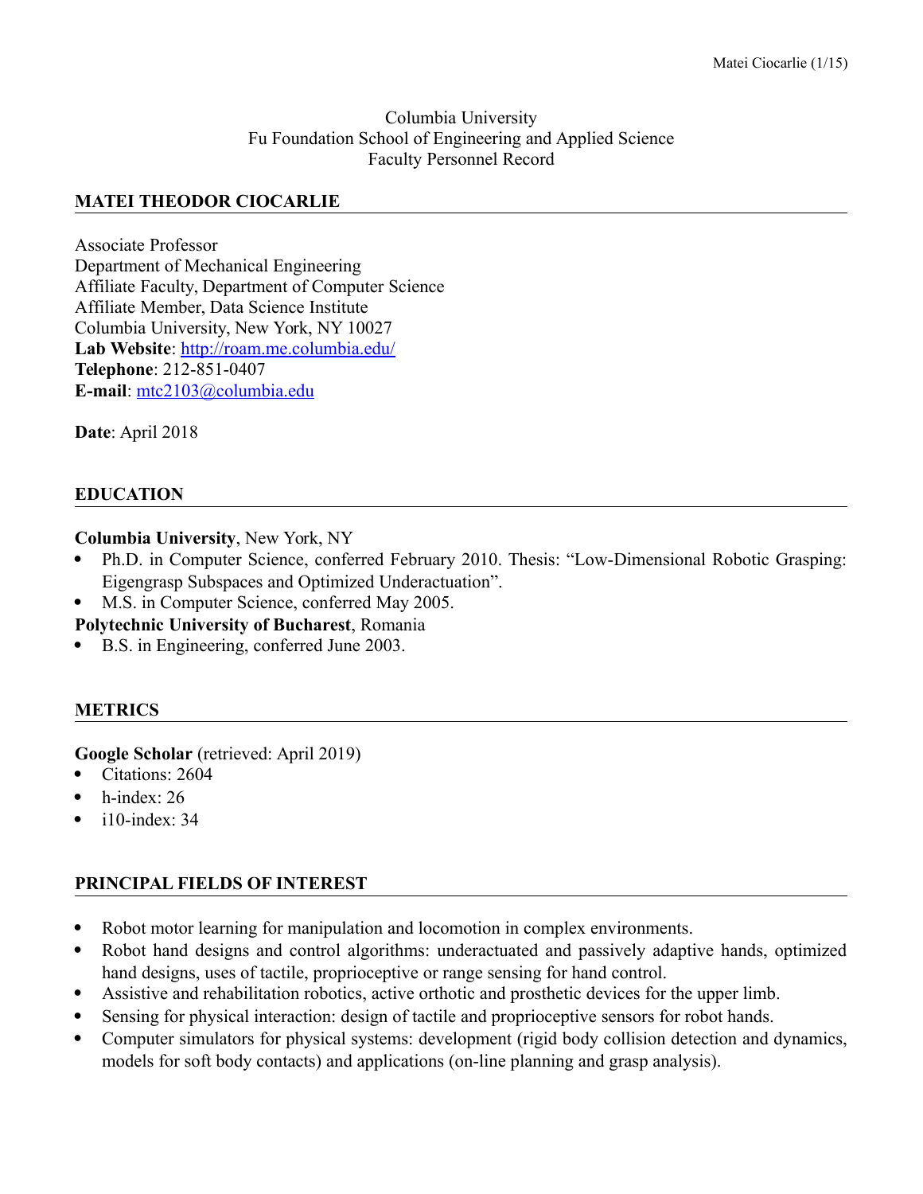Columbia University
Fu Foundation School of Engineering and Applied Science
Faculty Personnel Record

## MATEI THEODOR CIOCARLIE

Associate Professor
Department of Mechanical Engineering
Affiliate Faculty, Department of Computer Science
Affiliate Member, Data Science Institute
Columbia University, New York, NY 10027
**Lab Website**: http://roam.me.columbia.edu/
**Telephone**: 212-851-0407
**E-mail**: mtc2103@columbia.edu

**Date**: April 2018

## EDUCATION

**Columbia University**, New York, NY

- Ph.D. in Computer Science, conferred February 2010. Thesis: "Low-Dimensional Robotic Grasping: Eigengrasp Subspaces and Optimized Underactuation".
- M.S. in Computer Science, conferred May 2005.

**Polytechnic University of Bucharest**, Romania

- B.S. in Engineering, conferred June 2003.

## METRICS

**Google Scholar** (retrieved: April 2019)

- Citations: 2604
- h-index: 26
- i10-index: 34

## PRINCIPAL FIELDS OF INTEREST

- Robot motor learning for manipulation and locomotion in complex environments.
- Robot hand designs and control algorithms: underactuated and passively adaptive hands, optimized hand designs, uses of tactile, proprioceptive or range sensing for hand control.
- Assistive and rehabilitation robotics, active orthotic and prosthetic devices for the upper limb.
- Sensing for physical interaction: design of tactile and proprioceptive sensors for robot hands.
- Computer simulators for physical systems: development (rigid body collision detection and dynamics, models for soft body contacts) and applications (on-line planning and grasp analysis).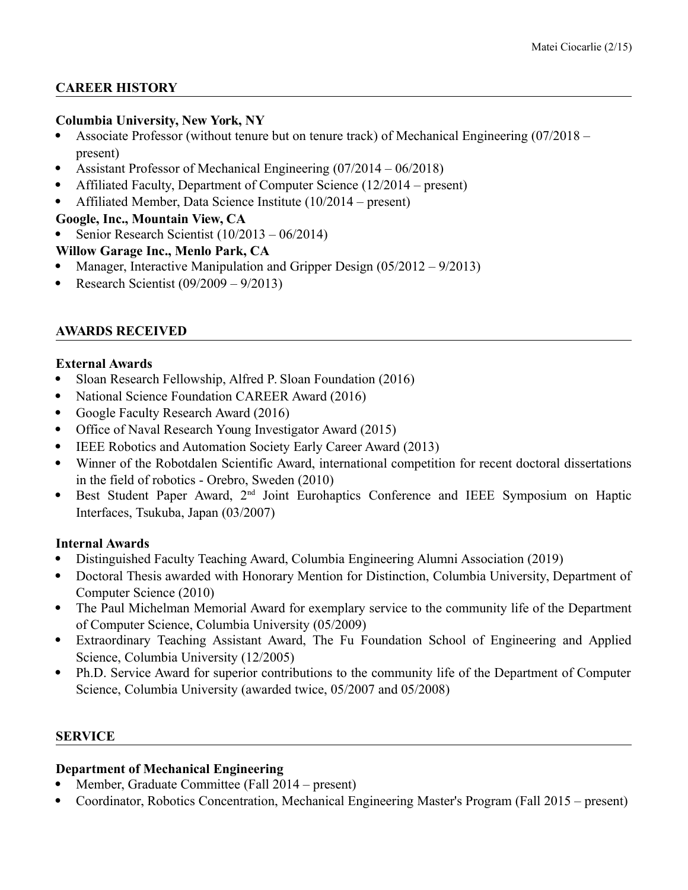## CAREER HISTORY

**Columbia University, New York, NY**

- Associate Professor (without tenure but on tenure track) of Mechanical Engineering (07/2018 – present)
- Assistant Professor of Mechanical Engineering (07/2014 – 06/2018)
- Affiliated Faculty, Department of Computer Science (12/2014 – present)
- Affiliated Member, Data Science Institute (10/2014 – present)

**Google, Inc., Mountain View, CA**

- Senior Research Scientist (10/2013 – 06/2014)

**Willow Garage Inc., Menlo Park, CA**

- Manager, Interactive Manipulation and Gripper Design (05/2012 – 9/2013)
- Research Scientist (09/2009 – 9/2013)

## AWARDS RECEIVED

**External Awards**

- Sloan Research Fellowship, Alfred P. Sloan Foundation (2016)
- National Science Foundation CAREER Award (2016)
- Google Faculty Research Award (2016)
- Office of Naval Research Young Investigator Award (2015)
- IEEE Robotics and Automation Society Early Career Award (2013)
- Winner of the Robotdalen Scientific Award, international competition for recent doctoral dissertations in the field of robotics - Orebro, Sweden (2010)
- Best Student Paper Award, 2nd Joint Eurohaptics Conference and IEEE Symposium on Haptic Interfaces, Tsukuba, Japan (03/2007)

**Internal Awards**

- Distinguished Faculty Teaching Award, Columbia Engineering Alumni Association (2019)
- Doctoral Thesis awarded with Honorary Mention for Distinction, Columbia University, Department of Computer Science (2010)
- The Paul Michelman Memorial Award for exemplary service to the community life of the Department of Computer Science, Columbia University (05/2009)
- Extraordinary Teaching Assistant Award, The Fu Foundation School of Engineering and Applied Science, Columbia University (12/2005)
- Ph.D. Service Award for superior contributions to the community life of the Department of Computer Science, Columbia University (awarded twice, 05/2007 and 05/2008)

## SERVICE

**Department of Mechanical Engineering**

- Member, Graduate Committee (Fall 2014 – present)
- Coordinator, Robotics Concentration, Mechanical Engineering Master's Program (Fall 2015 – present)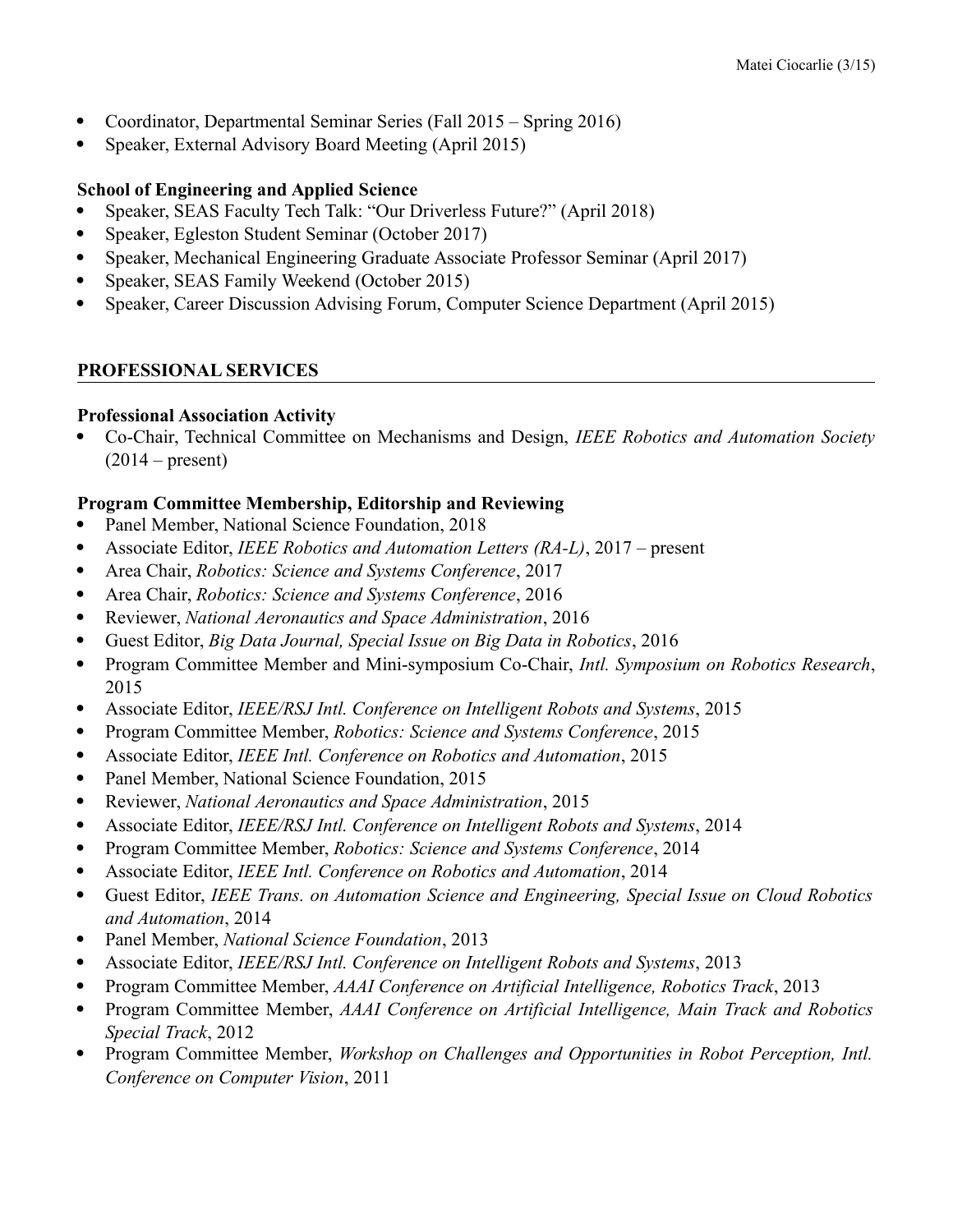- Coordinator, Departmental Seminar Series (Fall 2015 – Spring 2016)
- Speaker, External Advisory Board Meeting (April 2015)

**School of Engineering and Applied Science**

- Speaker, SEAS Faculty Tech Talk: "Our Driverless Future?" (April 2018)
- Speaker, Egleston Student Seminar (October 2017)
- Speaker, Mechanical Engineering Graduate Associate Professor Seminar (April 2017)
- Speaker, SEAS Family Weekend (October 2015)
- Speaker, Career Discussion Advising Forum, Computer Science Department (April 2015)

## PROFESSIONAL SERVICES

**Professional Association Activity**

- Co-Chair, Technical Committee on Mechanisms and Design, *IEEE Robotics and Automation Society* (2014 – present)

**Program Committee Membership, Editorship and Reviewing**

- Panel Member, National Science Foundation, 2018
- Associate Editor, *IEEE Robotics and Automation Letters (RA-L)*, 2017 – present
- Area Chair, *Robotics: Science and Systems Conference*, 2017
- Area Chair, *Robotics: Science and Systems Conference*, 2016
- Reviewer, *National Aeronautics and Space Administration*, 2016
- Guest Editor, *Big Data Journal, Special Issue on Big Data in Robotics*, 2016
- Program Committee Member and Mini-symposium Co-Chair, *Intl. Symposium on Robotics Research*, 2015
- Associate Editor, *IEEE/RSJ Intl. Conference on Intelligent Robots and Systems*, 2015
- Program Committee Member, *Robotics: Science and Systems Conference*, 2015
- Associate Editor, *IEEE Intl. Conference on Robotics and Automation*, 2015
- Panel Member, National Science Foundation, 2015
- Reviewer, *National Aeronautics and Space Administration*, 2015
- Associate Editor, *IEEE/RSJ Intl. Conference on Intelligent Robots and Systems*, 2014
- Program Committee Member, *Robotics: Science and Systems Conference*, 2014
- Associate Editor, *IEEE Intl. Conference on Robotics and Automation*, 2014
- Guest Editor, *IEEE Trans. on Automation Science and Engineering, Special Issue on Cloud Robotics and Automation*, 2014
- Panel Member, *National Science Foundation*, 2013
- Associate Editor, *IEEE/RSJ Intl. Conference on Intelligent Robots and Systems*, 2013
- Program Committee Member, *AAAI Conference on Artificial Intelligence, Robotics Track*, 2013
- Program Committee Member, *AAAI Conference on Artificial Intelligence, Main Track and Robotics Special Track*, 2012
- Program Committee Member, *Workshop on Challenges and Opportunities in Robot Perception, Intl. Conference on Computer Vision*, 2011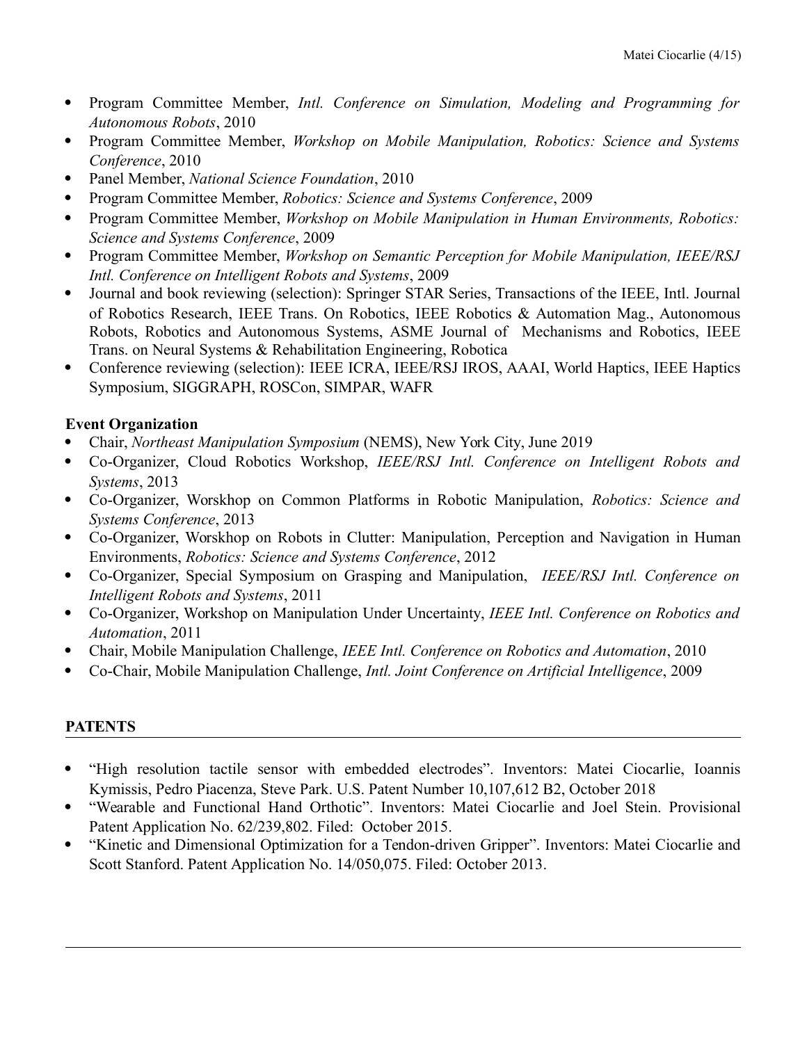- Program Committee Member, *Intl. Conference on Simulation, Modeling and Programming for Autonomous Robots*, 2010
- Program Committee Member, *Workshop on Mobile Manipulation, Robotics: Science and Systems Conference*, 2010
- Panel Member, *National Science Foundation*, 2010
- Program Committee Member, *Robotics: Science and Systems Conference*, 2009
- Program Committee Member, *Workshop on Mobile Manipulation in Human Environments, Robotics: Science and Systems Conference*, 2009
- Program Committee Member, *Workshop on Semantic Perception for Mobile Manipulation, IEEE/RSJ Intl. Conference on Intelligent Robots and Systems*, 2009
- Journal and book reviewing (selection): Springer STAR Series, Transactions of the IEEE, Intl. Journal of Robotics Research, IEEE Trans. On Robotics, IEEE Robotics & Automation Mag., Autonomous Robots, Robotics and Autonomous Systems, ASME Journal of Mechanisms and Robotics, IEEE Trans. on Neural Systems & Rehabilitation Engineering, Robotica
- Conference reviewing (selection): IEEE ICRA, IEEE/RSJ IROS, AAAI, World Haptics, IEEE Haptics Symposium, SIGGRAPH, ROSCon, SIMPAR, WAFR

**Event Organization**

- Chair, *Northeast Manipulation Symposium* (NEMS), New York City, June 2019
- Co-Organizer, Cloud Robotics Workshop, *IEEE/RSJ Intl. Conference on Intelligent Robots and Systems*, 2013
- Co-Organizer, Worskhop on Common Platforms in Robotic Manipulation, *Robotics: Science and Systems Conference*, 2013
- Co-Organizer, Worskhop on Robots in Clutter: Manipulation, Perception and Navigation in Human Environments, *Robotics: Science and Systems Conference*, 2012
- Co-Organizer, Special Symposium on Grasping and Manipulation, *IEEE/RSJ Intl. Conference on Intelligent Robots and Systems*, 2011
- Co-Organizer, Workshop on Manipulation Under Uncertainty, *IEEE Intl. Conference on Robotics and Automation*, 2011
- Chair, Mobile Manipulation Challenge, *IEEE Intl. Conference on Robotics and Automation*, 2010
- Co-Chair, Mobile Manipulation Challenge, *Intl. Joint Conference on Artificial Intelligence*, 2009

## PATENTS

- "High resolution tactile sensor with embedded electrodes". Inventors: Matei Ciocarlie, Ioannis Kymissis, Pedro Piacenza, Steve Park. U.S. Patent Number 10,107,612 B2, October 2018
- "Wearable and Functional Hand Orthotic". Inventors: Matei Ciocarlie and Joel Stein. Provisional Patent Application No. 62/239,802. Filed: October 2015.
- "Kinetic and Dimensional Optimization for a Tendon-driven Gripper". Inventors: Matei Ciocarlie and Scott Stanford. Patent Application No. 14/050,075. Filed: October 2013.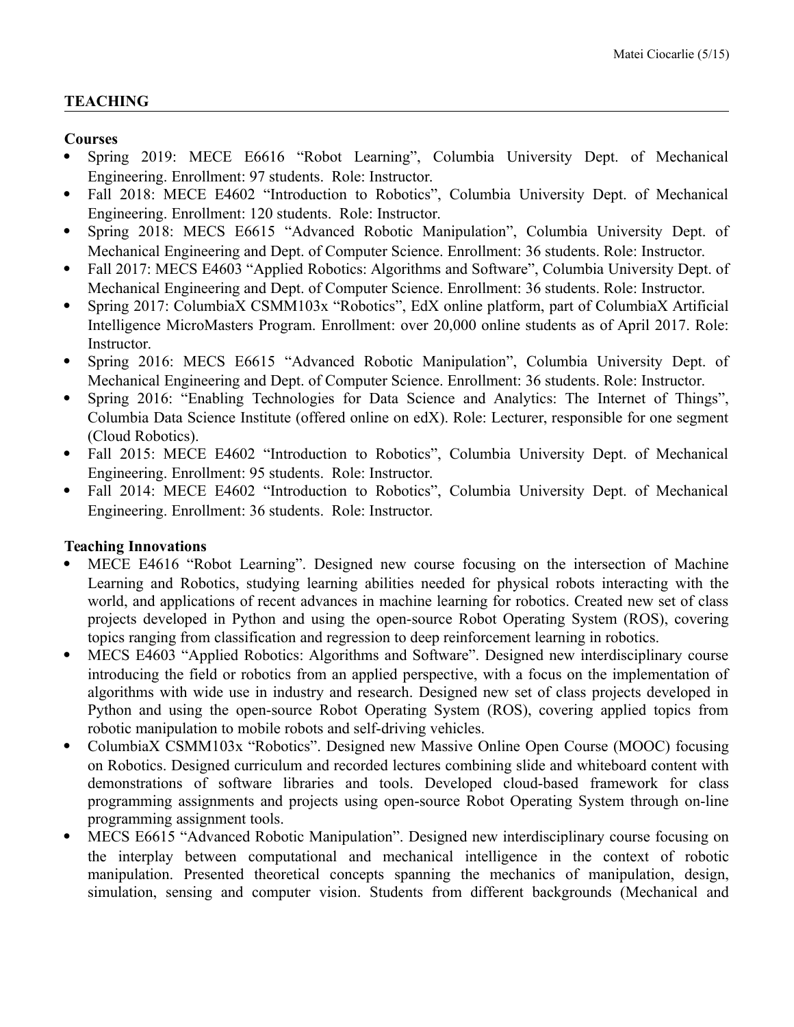## TEACHING

### Courses

- Spring 2019: MECE E6616 "Robot Learning", Columbia University Dept. of Mechanical Engineering. Enrollment: 97 students. Role: Instructor.
- Fall 2018: MECE E4602 "Introduction to Robotics", Columbia University Dept. of Mechanical Engineering. Enrollment: 120 students. Role: Instructor.
- Spring 2018: MECS E6615 "Advanced Robotic Manipulation", Columbia University Dept. of Mechanical Engineering and Dept. of Computer Science. Enrollment: 36 students. Role: Instructor.
- Fall 2017: MECS E4603 "Applied Robotics: Algorithms and Software", Columbia University Dept. of Mechanical Engineering and Dept. of Computer Science. Enrollment: 36 students. Role: Instructor.
- Spring 2017: ColumbiaX CSMM103x "Robotics", EdX online platform, part of ColumbiaX Artificial Intelligence MicroMasters Program. Enrollment: over 20,000 online students as of April 2017. Role: Instructor.
- Spring 2016: MECS E6615 "Advanced Robotic Manipulation", Columbia University Dept. of Mechanical Engineering and Dept. of Computer Science. Enrollment: 36 students. Role: Instructor.
- Spring 2016: "Enabling Technologies for Data Science and Analytics: The Internet of Things", Columbia Data Science Institute (offered online on edX). Role: Lecturer, responsible for one segment (Cloud Robotics).
- Fall 2015: MECE E4602 "Introduction to Robotics", Columbia University Dept. of Mechanical Engineering. Enrollment: 95 students. Role: Instructor.
- Fall 2014: MECE E4602 "Introduction to Robotics", Columbia University Dept. of Mechanical Engineering. Enrollment: 36 students. Role: Instructor.

### Teaching Innovations

- MECE E4616 "Robot Learning". Designed new course focusing on the intersection of Machine Learning and Robotics, studying learning abilities needed for physical robots interacting with the world, and applications of recent advances in machine learning for robotics. Created new set of class projects developed in Python and using the open-source Robot Operating System (ROS), covering topics ranging from classification and regression to deep reinforcement learning in robotics.
- MECS E4603 "Applied Robotics: Algorithms and Software". Designed new interdisciplinary course introducing the field or robotics from an applied perspective, with a focus on the implementation of algorithms with wide use in industry and research. Designed new set of class projects developed in Python and using the open-source Robot Operating System (ROS), covering applied topics from robotic manipulation to mobile robots and self-driving vehicles.
- ColumbiaX CSMM103x "Robotics". Designed new Massive Online Open Course (MOOC) focusing on Robotics. Designed curriculum and recorded lectures combining slide and whiteboard content with demonstrations of software libraries and tools. Developed cloud-based framework for class programming assignments and projects using open-source Robot Operating System through on-line programming assignment tools.
- MECS E6615 "Advanced Robotic Manipulation". Designed new interdisciplinary course focusing on the interplay between computational and mechanical intelligence in the context of robotic manipulation. Presented theoretical concepts spanning the mechanics of manipulation, design, simulation, sensing and computer vision. Students from different backgrounds (Mechanical and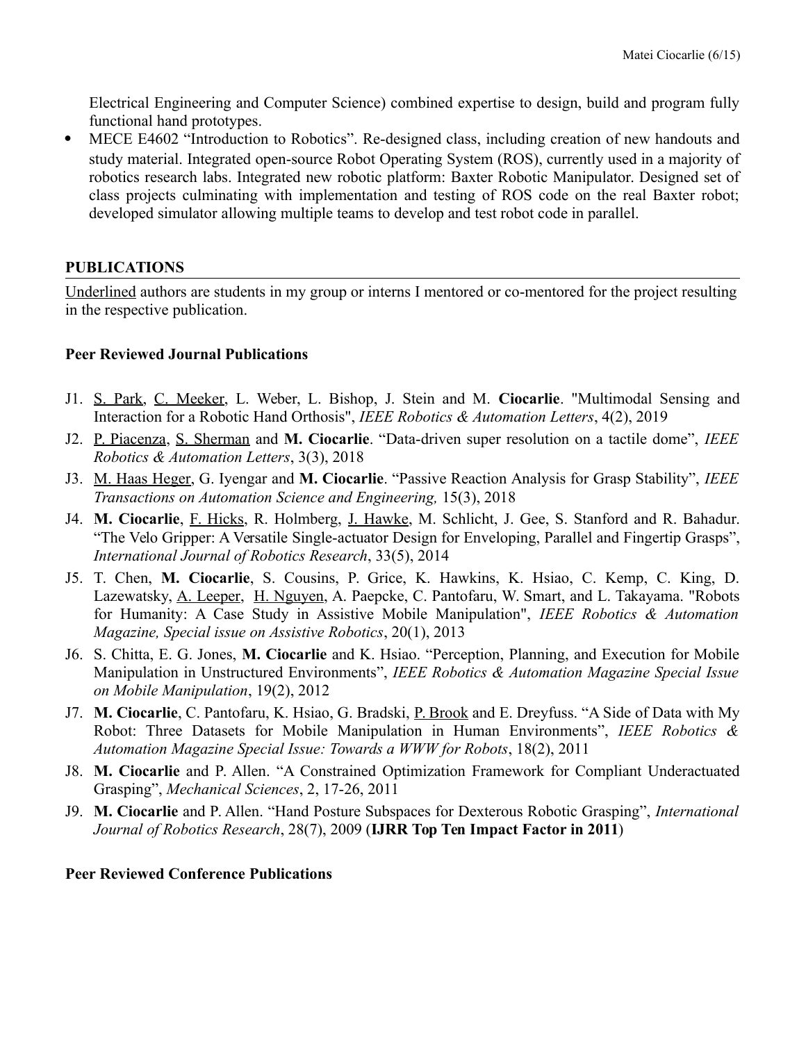Electrical Engineering and Computer Science) combined expertise to design, build and program fully functional hand prototypes.

- MECE E4602 "Introduction to Robotics". Re-designed class, including creation of new handouts and study material. Integrated open-source Robot Operating System (ROS), currently used in a majority of robotics research labs. Integrated new robotic platform: Baxter Robotic Manipulator. Designed set of class projects culminating with implementation and testing of ROS code on the real Baxter robot; developed simulator allowing multiple teams to develop and test robot code in parallel.

## PUBLICATIONS

<u>Underlined</u> authors are students in my group or interns I mentored or co-mentored for the project resulting in the respective publication.

### Peer Reviewed Journal Publications

J1. <u>S. Park</u>, <u>C. Meeker</u>, L. Weber, L. Bishop, J. Stein and M. **Ciocarlie**. "Multimodal Sensing and Interaction for a Robotic Hand Orthosis", *IEEE Robotics & Automation Letters*, 4(2), 2019

J2. <u>P. Piacenza</u>, <u>S. Sherman</u> and **M. Ciocarlie**. "Data-driven super resolution on a tactile dome", *IEEE Robotics & Automation Letters*, 3(3), 2018

J3. <u>M. Haas Heger</u>, G. Iyengar and **M. Ciocarlie**. "Passive Reaction Analysis for Grasp Stability", *IEEE Transactions on Automation Science and Engineering,* 15(3), 2018

J4. **M. Ciocarlie**, <u>F. Hicks</u>, R. Holmberg, <u>J. Hawke</u>, M. Schlicht, J. Gee, S. Stanford and R. Bahadur. "The Velo Gripper: A Versatile Single-actuator Design for Enveloping, Parallel and Fingertip Grasps", *International Journal of Robotics Research*, 33(5), 2014

J5. T. Chen, **M. Ciocarlie**, S. Cousins, P. Grice, K. Hawkins, K. Hsiao, C. Kemp, C. King, D. Lazewatsky, <u>A. Leeper</u>, <u>H. Nguyen</u>, A. Paepcke, C. Pantofaru, W. Smart, and L. Takayama. "Robots for Humanity: A Case Study in Assistive Mobile Manipulation", *IEEE Robotics & Automation Magazine, Special issue on Assistive Robotics*, 20(1), 2013

J6. S. Chitta, E. G. Jones, **M. Ciocarlie** and K. Hsiao. "Perception, Planning, and Execution for Mobile Manipulation in Unstructured Environments", *IEEE Robotics & Automation Magazine Special Issue on Mobile Manipulation*, 19(2), 2012

J7. **M. Ciocarlie**, C. Pantofaru, K. Hsiao, G. Bradski, <u>P. Brook</u> and E. Dreyfuss. "A Side of Data with My Robot: Three Datasets for Mobile Manipulation in Human Environments", *IEEE Robotics & Automation Magazine Special Issue: Towards a WWW for Robots*, 18(2), 2011

J8. **M. Ciocarlie** and P. Allen. "A Constrained Optimization Framework for Compliant Underactuated Grasping", *Mechanical Sciences*, 2, 17-26, 2011

J9. **M. Ciocarlie** and P. Allen. "Hand Posture Subspaces for Dexterous Robotic Grasping", *International Journal of Robotics Research*, 28(7), 2009 (**IJRR Top Ten Impact Factor in 2011**)

### Peer Reviewed Conference Publications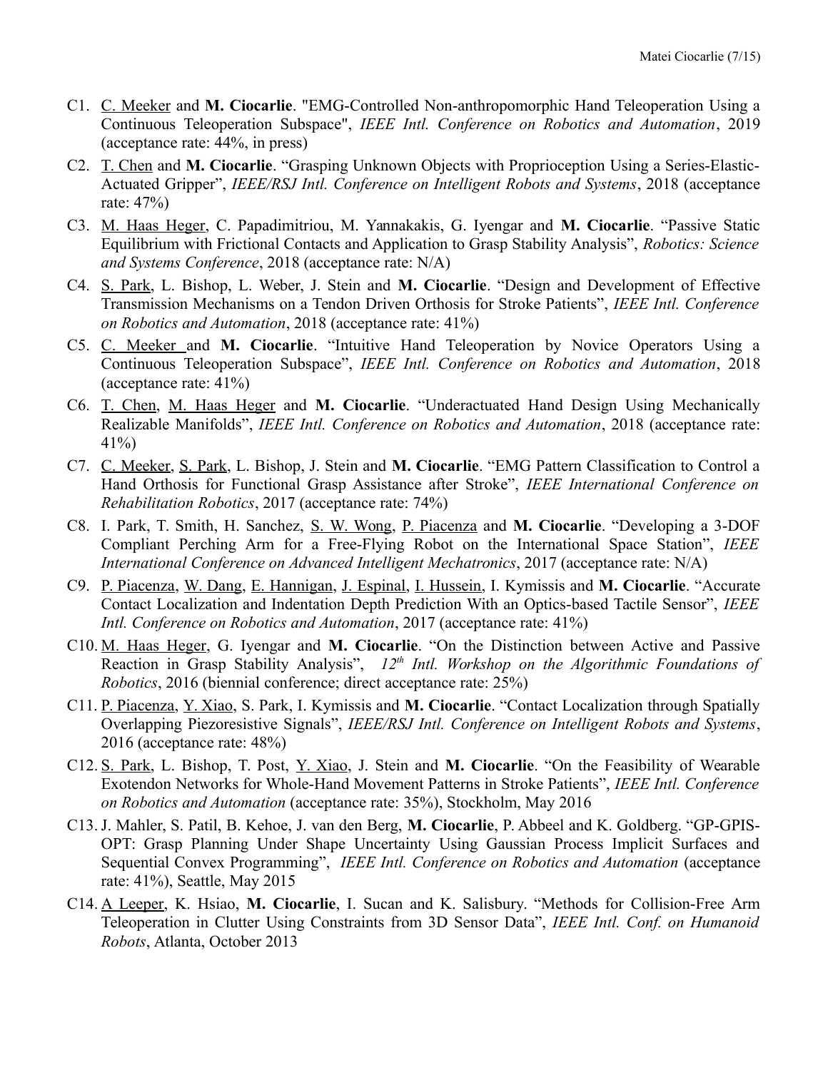C1. C. Meeker and **M. Ciocarlie**. "EMG-Controlled Non-anthropomorphic Hand Teleoperation Using a Continuous Teleoperation Subspace", *IEEE Intl. Conference on Robotics and Automation*, 2019 (acceptance rate: 44%, in press)

C2. T. Chen and **M. Ciocarlie**. "Grasping Unknown Objects with Proprioception Using a Series-Elastic-Actuated Gripper", *IEEE/RSJ Intl. Conference on Intelligent Robots and Systems*, 2018 (acceptance rate: 47%)

C3. M. Haas Heger, C. Papadimitriou, M. Yannakakis, G. Iyengar and **M. Ciocarlie**. "Passive Static Equilibrium with Frictional Contacts and Application to Grasp Stability Analysis", *Robotics: Science and Systems Conference*, 2018 (acceptance rate: N/A)

C4. S. Park, L. Bishop, L. Weber, J. Stein and **M. Ciocarlie**. "Design and Development of Effective Transmission Mechanisms on a Tendon Driven Orthosis for Stroke Patients", *IEEE Intl. Conference on Robotics and Automation*, 2018 (acceptance rate: 41%)

C5. C. Meeker and **M. Ciocarlie**. "Intuitive Hand Teleoperation by Novice Operators Using a Continuous Teleoperation Subspace", *IEEE Intl. Conference on Robotics and Automation*, 2018 (acceptance rate: 41%)

C6. T. Chen, M. Haas Heger and **M. Ciocarlie**. "Underactuated Hand Design Using Mechanically Realizable Manifolds", *IEEE Intl. Conference on Robotics and Automation*, 2018 (acceptance rate: 41%)

C7. C. Meeker, S. Park, L. Bishop, J. Stein and **M. Ciocarlie**. "EMG Pattern Classification to Control a Hand Orthosis for Functional Grasp Assistance after Stroke", *IEEE International Conference on Rehabilitation Robotics*, 2017 (acceptance rate: 74%)

C8. I. Park, T. Smith, H. Sanchez, S. W. Wong, P. Piacenza and **M. Ciocarlie**. "Developing a 3-DOF Compliant Perching Arm for a Free-Flying Robot on the International Space Station", *IEEE International Conference on Advanced Intelligent Mechatronics*, 2017 (acceptance rate: N/A)

C9. P. Piacenza, W. Dang, E. Hannigan, J. Espinal, I. Hussein, I. Kymissis and **M. Ciocarlie**. "Accurate Contact Localization and Indentation Depth Prediction With an Optics-based Tactile Sensor", *IEEE Intl. Conference on Robotics and Automation*, 2017 (acceptance rate: 41%)

C10. M. Haas Heger, G. Iyengar and **M. Ciocarlie**. "On the Distinction between Active and Passive Reaction in Grasp Stability Analysis", *12th Intl. Workshop on the Algorithmic Foundations of Robotics*, 2016 (biennial conference; direct acceptance rate: 25%)

C11. P. Piacenza, Y. Xiao, S. Park, I. Kymissis and **M. Ciocarlie**. "Contact Localization through Spatially Overlapping Piezoresistive Signals", *IEEE/RSJ Intl. Conference on Intelligent Robots and Systems*, 2016 (acceptance rate: 48%)

C12. S. Park, L. Bishop, T. Post, Y. Xiao, J. Stein and **M. Ciocarlie**. "On the Feasibility of Wearable Exotendon Networks for Whole-Hand Movement Patterns in Stroke Patients", *IEEE Intl. Conference on Robotics and Automation* (acceptance rate: 35%), Stockholm, May 2016

C13. J. Mahler, S. Patil, B. Kehoe, J. van den Berg, **M. Ciocarlie**, P. Abbeel and K. Goldberg. "GP-GPIS-OPT: Grasp Planning Under Shape Uncertainty Using Gaussian Process Implicit Surfaces and Sequential Convex Programming", *IEEE Intl. Conference on Robotics and Automation* (acceptance rate: 41%), Seattle, May 2015

C14. A Leeper, K. Hsiao, **M. Ciocarlie**, I. Sucan and K. Salisbury. "Methods for Collision-Free Arm Teleoperation in Clutter Using Constraints from 3D Sensor Data", *IEEE Intl. Conf. on Humanoid Robots*, Atlanta, October 2013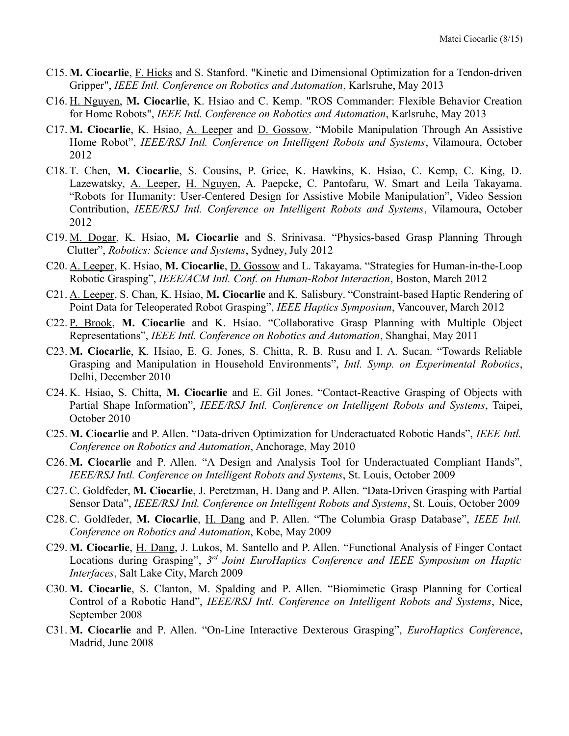C15. **M. Ciocarlie**, F. Hicks and S. Stanford. "Kinetic and Dimensional Optimization for a Tendon-driven Gripper", *IEEE Intl. Conference on Robotics and Automation*, Karlsruhe, May 2013

C16. H. Nguyen, **M. Ciocarlie**, K. Hsiao and C. Kemp. "ROS Commander: Flexible Behavior Creation for Home Robots", *IEEE Intl. Conference on Robotics and Automation*, Karlsruhe, May 2013

C17. **M. Ciocarlie**, K. Hsiao, A. Leeper and D. Gossow. "Mobile Manipulation Through An Assistive Home Robot", *IEEE/RSJ Intl. Conference on Intelligent Robots and Systems*, Vilamoura, October 2012

C18. T. Chen, **M. Ciocarlie**, S. Cousins, P. Grice, K. Hawkins, K. Hsiao, C. Kemp, C. King, D. Lazewatsky, A. Leeper, H. Nguyen, A. Paepcke, C. Pantofaru, W. Smart and Leila Takayama. "Robots for Humanity: User-Centered Design for Assistive Mobile Manipulation", Video Session Contribution, *IEEE/RSJ Intl. Conference on Intelligent Robots and Systems*, Vilamoura, October 2012

C19. M. Dogar, K. Hsiao, **M. Ciocarlie** and S. Srinivasa. "Physics-based Grasp Planning Through Clutter", *Robotics: Science and Systems*, Sydney, July 2012

C20. A. Leeper, K. Hsiao, **M. Ciocarlie**, D. Gossow and L. Takayama. "Strategies for Human-in-the-Loop Robotic Grasping", *IEEE/ACM Intl. Conf. on Human-Robot Interaction*, Boston, March 2012

C21. A. Leeper, S. Chan, K. Hsiao, **M. Ciocarlie** and K. Salisbury. "Constraint-based Haptic Rendering of Point Data for Teleoperated Robot Grasping", *IEEE Haptics Symposium*, Vancouver, March 2012

C22. P. Brook, **M. Ciocarlie** and K. Hsiao. "Collaborative Grasp Planning with Multiple Object Representations", *IEEE Intl. Conference on Robotics and Automation*, Shanghai, May 2011

C23. **M. Ciocarlie**, K. Hsiao, E. G. Jones, S. Chitta, R. B. Rusu and I. A. Sucan. "Towards Reliable Grasping and Manipulation in Household Environments", *Intl. Symp. on Experimental Robotics*, Delhi, December 2010

C24. K. Hsiao, S. Chitta, **M. Ciocarlie** and E. Gil Jones. "Contact-Reactive Grasping of Objects with Partial Shape Information", *IEEE/RSJ Intl. Conference on Intelligent Robots and Systems*, Taipei, October 2010

C25. **M. Ciocarlie** and P. Allen. "Data-driven Optimization for Underactuated Robotic Hands", *IEEE Intl. Conference on Robotics and Automation*, Anchorage, May 2010

C26. **M. Ciocarlie** and P. Allen. "A Design and Analysis Tool for Underactuated Compliant Hands", *IEEE/RSJ Intl. Conference on Intelligent Robots and Systems*, St. Louis, October 2009

C27. C. Goldfeder, **M. Ciocarlie**, J. Peretzman, H. Dang and P. Allen. "Data-Driven Grasping with Partial Sensor Data", *IEEE/RSJ Intl. Conference on Intelligent Robots and Systems*, St. Louis, October 2009

C28. C. Goldfeder, **M. Ciocarlie**, H. Dang and P. Allen. "The Columbia Grasp Database", *IEEE Intl. Conference on Robotics and Automation*, Kobe, May 2009

C29. **M. Ciocarlie**, H. Dang, J. Lukos, M. Santello and P. Allen. "Functional Analysis of Finger Contact Locations during Grasping", *3rd Joint EuroHaptics Conference and IEEE Symposium on Haptic Interfaces*, Salt Lake City, March 2009

C30. **M. Ciocarlie**, S. Clanton, M. Spalding and P. Allen. "Biomimetic Grasp Planning for Cortical Control of a Robotic Hand", *IEEE/RSJ Intl. Conference on Intelligent Robots and Systems*, Nice, September 2008

C31. **M. Ciocarlie** and P. Allen. "On-Line Interactive Dexterous Grasping", *EuroHaptics Conference*, Madrid, June 2008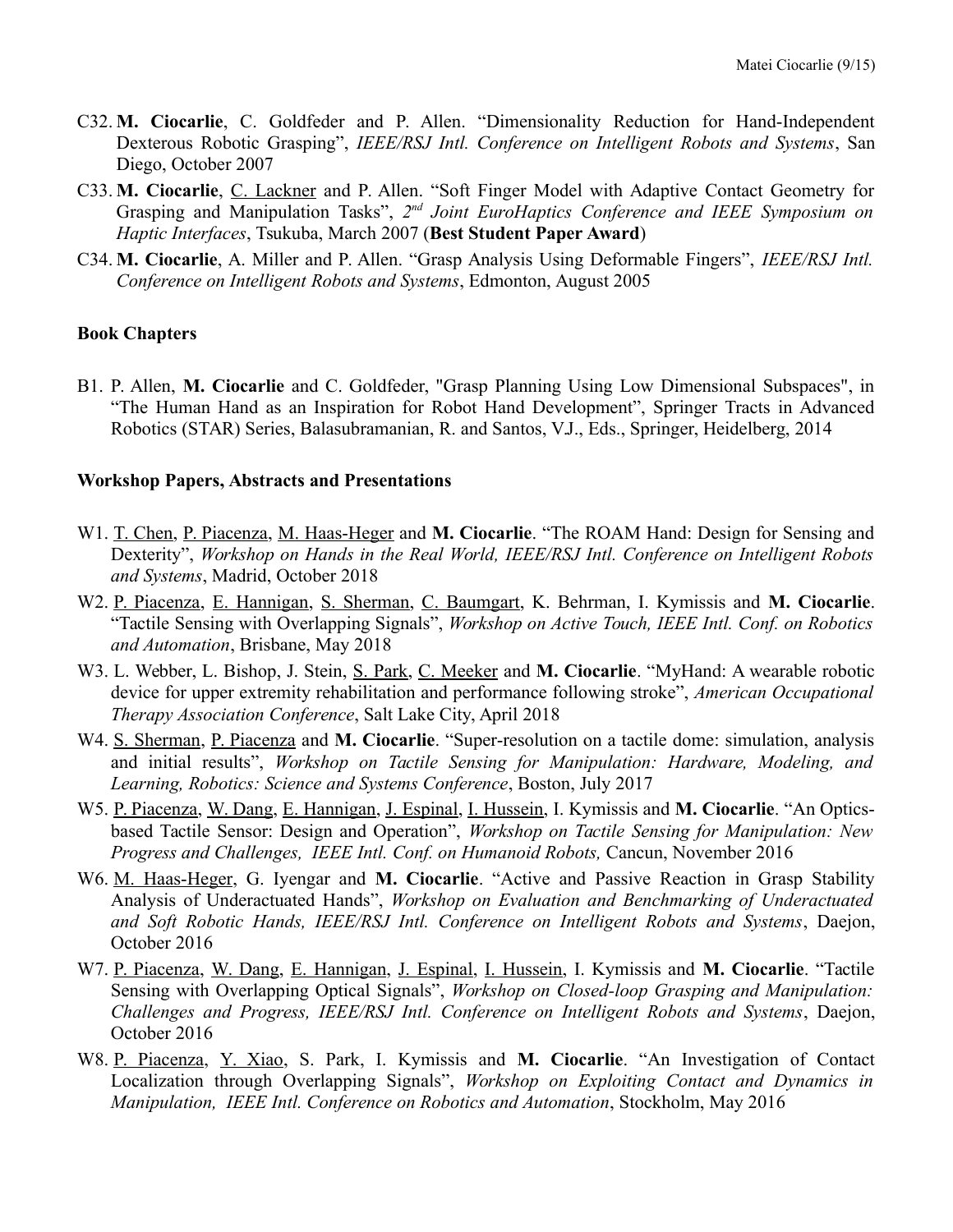C32. **M. Ciocarlie**, C. Goldfeder and P. Allen. "Dimensionality Reduction for Hand-Independent Dexterous Robotic Grasping", *IEEE/RSJ Intl. Conference on Intelligent Robots and Systems*, San Diego, October 2007

C33. **M. Ciocarlie**, C. Lackner and P. Allen. "Soft Finger Model with Adaptive Contact Geometry for Grasping and Manipulation Tasks", *2nd Joint EuroHaptics Conference and IEEE Symposium on Haptic Interfaces*, Tsukuba, March 2007 (**Best Student Paper Award**)

C34. **M. Ciocarlie**, A. Miller and P. Allen. "Grasp Analysis Using Deformable Fingers", *IEEE/RSJ Intl. Conference on Intelligent Robots and Systems*, Edmonton, August 2005

**Book Chapters**

B1. P. Allen, **M. Ciocarlie** and C. Goldfeder, "Grasp Planning Using Low Dimensional Subspaces", in "The Human Hand as an Inspiration for Robot Hand Development", Springer Tracts in Advanced Robotics (STAR) Series, Balasubramanian, R. and Santos, V.J., Eds., Springer, Heidelberg, 2014

**Workshop Papers, Abstracts and Presentations**

W1. T. Chen, P. Piacenza, M. Haas-Heger and **M. Ciocarlie**. "The ROAM Hand: Design for Sensing and Dexterity", *Workshop on Hands in the Real World, IEEE/RSJ Intl. Conference on Intelligent Robots and Systems*, Madrid, October 2018

W2. P. Piacenza, E. Hannigan, S. Sherman, C. Baumgart, K. Behrman, I. Kymissis and **M. Ciocarlie**. "Tactile Sensing with Overlapping Signals", *Workshop on Active Touch, IEEE Intl. Conf. on Robotics and Automation*, Brisbane, May 2018

W3. L. Webber, L. Bishop, J. Stein, S. Park, C. Meeker and **M. Ciocarlie**. "MyHand: A wearable robotic device for upper extremity rehabilitation and performance following stroke", *American Occupational Therapy Association Conference*, Salt Lake City, April 2018

W4. S. Sherman, P. Piacenza and **M. Ciocarlie**. "Super-resolution on a tactile dome: simulation, analysis and initial results", *Workshop on Tactile Sensing for Manipulation: Hardware, Modeling, and Learning, Robotics: Science and Systems Conference*, Boston, July 2017

W5. P. Piacenza, W. Dang, E. Hannigan, J. Espinal, I. Hussein, I. Kymissis and **M. Ciocarlie**. "An Optics-based Tactile Sensor: Design and Operation", *Workshop on Tactile Sensing for Manipulation: New Progress and Challenges, IEEE Intl. Conf. on Humanoid Robots,* Cancun, November 2016

W6. M. Haas-Heger, G. Iyengar and **M. Ciocarlie**. "Active and Passive Reaction in Grasp Stability Analysis of Underactuated Hands", *Workshop on Evaluation and Benchmarking of Underactuated and Soft Robotic Hands, IEEE/RSJ Intl. Conference on Intelligent Robots and Systems*, Daejon, October 2016

W7. P. Piacenza, W. Dang, E. Hannigan, J. Espinal, I. Hussein, I. Kymissis and **M. Ciocarlie**. "Tactile Sensing with Overlapping Optical Signals", *Workshop on Closed-loop Grasping and Manipulation: Challenges and Progress, IEEE/RSJ Intl. Conference on Intelligent Robots and Systems*, Daejon, October 2016

W8. P. Piacenza, Y. Xiao, S. Park, I. Kymissis and **M. Ciocarlie**. "An Investigation of Contact Localization through Overlapping Signals", *Workshop on Exploiting Contact and Dynamics in Manipulation, IEEE Intl. Conference on Robotics and Automation*, Stockholm, May 2016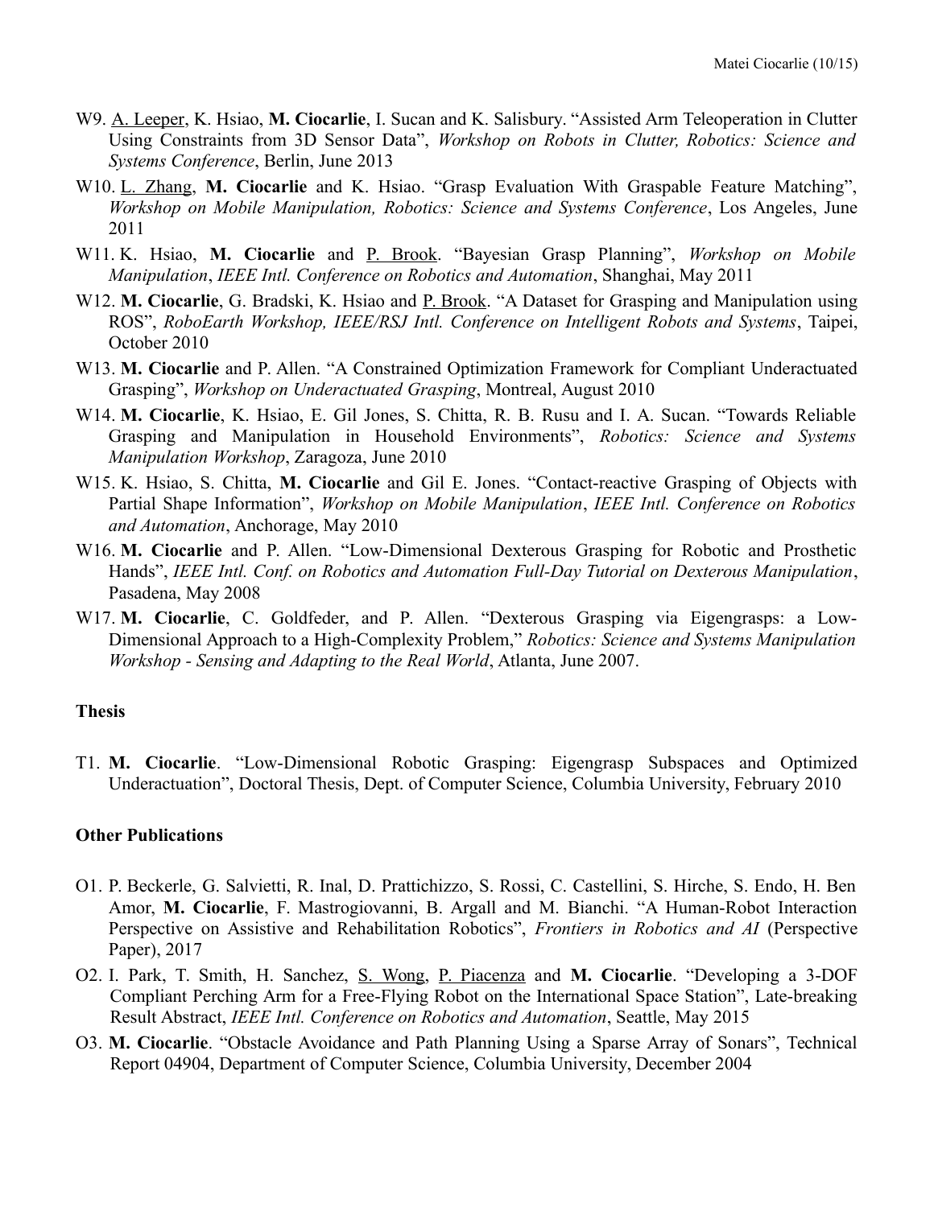W9. A. Leeper, K. Hsiao, **M. Ciocarlie**, I. Sucan and K. Salisbury. "Assisted Arm Teleoperation in Clutter Using Constraints from 3D Sensor Data", *Workshop on Robots in Clutter, Robotics: Science and Systems Conference*, Berlin, June 2013

W10. L. Zhang, **M. Ciocarlie** and K. Hsiao. "Grasp Evaluation With Graspable Feature Matching", *Workshop on Mobile Manipulation, Robotics: Science and Systems Conference*, Los Angeles, June 2011

W11. K. Hsiao, **M. Ciocarlie** and P. Brook. "Bayesian Grasp Planning", *Workshop on Mobile Manipulation*, *IEEE Intl. Conference on Robotics and Automation*, Shanghai, May 2011

W12. **M. Ciocarlie**, G. Bradski, K. Hsiao and P. Brook. "A Dataset for Grasping and Manipulation using ROS", *RoboEarth Workshop, IEEE/RSJ Intl. Conference on Intelligent Robots and Systems*, Taipei, October 2010

W13. **M. Ciocarlie** and P. Allen. "A Constrained Optimization Framework for Compliant Underactuated Grasping", *Workshop on Underactuated Grasping*, Montreal, August 2010

W14. **M. Ciocarlie**, K. Hsiao, E. Gil Jones, S. Chitta, R. B. Rusu and I. A. Sucan. "Towards Reliable Grasping and Manipulation in Household Environments", *Robotics: Science and Systems Manipulation Workshop*, Zaragoza, June 2010

W15. K. Hsiao, S. Chitta, **M. Ciocarlie** and Gil E. Jones. "Contact-reactive Grasping of Objects with Partial Shape Information", *Workshop on Mobile Manipulation*, *IEEE Intl. Conference on Robotics and Automation*, Anchorage, May 2010

W16. **M. Ciocarlie** and P. Allen. "Low-Dimensional Dexterous Grasping for Robotic and Prosthetic Hands", *IEEE Intl. Conf. on Robotics and Automation Full-Day Tutorial on Dexterous Manipulation*, Pasadena, May 2008

W17. **M. Ciocarlie**, C. Goldfeder, and P. Allen. "Dexterous Grasping via Eigengrasps: a Low-Dimensional Approach to a High-Complexity Problem," *Robotics: Science and Systems Manipulation Workshop - Sensing and Adapting to the Real World*, Atlanta, June 2007.

**Thesis**

T1. **M. Ciocarlie**. "Low-Dimensional Robotic Grasping: Eigengrasp Subspaces and Optimized Underactuation", Doctoral Thesis, Dept. of Computer Science, Columbia University, February 2010

**Other Publications**

O1. P. Beckerle, G. Salvietti, R. Inal, D. Prattichizzo, S. Rossi, C. Castellini, S. Hirche, S. Endo, H. Ben Amor, **M. Ciocarlie**, F. Mastrogiovanni, B. Argall and M. Bianchi. "A Human-Robot Interaction Perspective on Assistive and Rehabilitation Robotics", *Frontiers in Robotics and AI* (Perspective Paper), 2017

O2. I. Park, T. Smith, H. Sanchez, S. Wong, P. Piacenza and **M. Ciocarlie**. "Developing a 3-DOF Compliant Perching Arm for a Free-Flying Robot on the International Space Station", Late-breaking Result Abstract, *IEEE Intl. Conference on Robotics and Automation*, Seattle, May 2015

O3. **M. Ciocarlie**. "Obstacle Avoidance and Path Planning Using a Sparse Array of Sonars", Technical Report 04904, Department of Computer Science, Columbia University, December 2004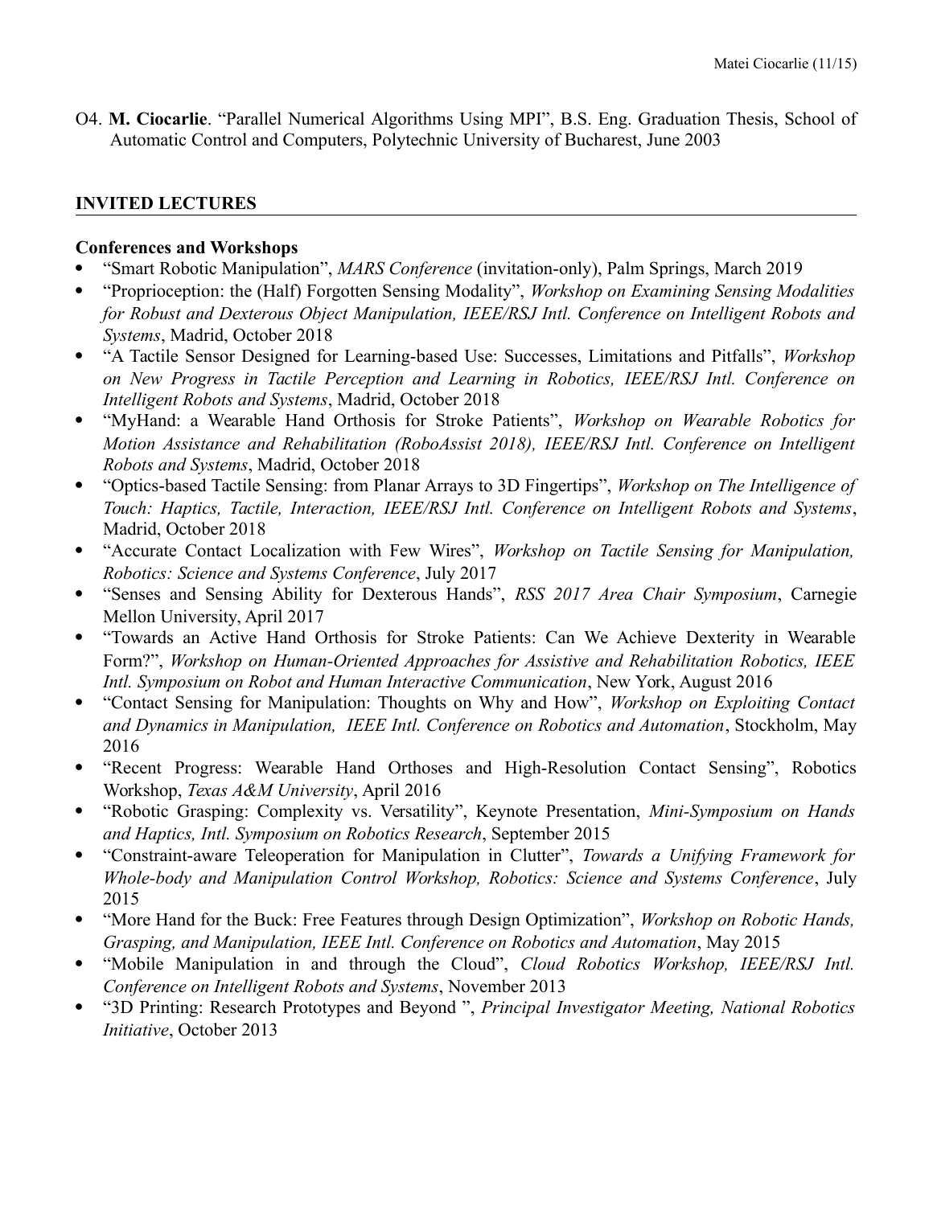O4. **M. Ciocarlie**. "Parallel Numerical Algorithms Using MPI", B.S. Eng. Graduation Thesis, School of Automatic Control and Computers, Polytechnic University of Bucharest, June 2003

## INVITED LECTURES

### Conferences and Workshops

- "Smart Robotic Manipulation", *MARS Conference* (invitation-only), Palm Springs, March 2019
- "Proprioception: the (Half) Forgotten Sensing Modality", *Workshop on Examining Sensing Modalities for Robust and Dexterous Object Manipulation, IEEE/RSJ Intl. Conference on Intelligent Robots and Systems*, Madrid, October 2018
- "A Tactile Sensor Designed for Learning-based Use: Successes, Limitations and Pitfalls", *Workshop on New Progress in Tactile Perception and Learning in Robotics, IEEE/RSJ Intl. Conference on Intelligent Robots and Systems*, Madrid, October 2018
- "MyHand: a Wearable Hand Orthosis for Stroke Patients", *Workshop on Wearable Robotics for Motion Assistance and Rehabilitation (RoboAssist 2018), IEEE/RSJ Intl. Conference on Intelligent Robots and Systems*, Madrid, October 2018
- "Optics-based Tactile Sensing: from Planar Arrays to 3D Fingertips", *Workshop on The Intelligence of Touch: Haptics, Tactile, Interaction, IEEE/RSJ Intl. Conference on Intelligent Robots and Systems*, Madrid, October 2018
- "Accurate Contact Localization with Few Wires", *Workshop on Tactile Sensing for Manipulation, Robotics: Science and Systems Conference*, July 2017
- "Senses and Sensing Ability for Dexterous Hands", *RSS 2017 Area Chair Symposium*, Carnegie Mellon University, April 2017
- "Towards an Active Hand Orthosis for Stroke Patients: Can We Achieve Dexterity in Wearable Form?", *Workshop on Human-Oriented Approaches for Assistive and Rehabilitation Robotics, IEEE Intl. Symposium on Robot and Human Interactive Communication*, New York, August 2016
- "Contact Sensing for Manipulation: Thoughts on Why and How", *Workshop on Exploiting Contact and Dynamics in Manipulation, IEEE Intl. Conference on Robotics and Automation*, Stockholm, May 2016
- "Recent Progress: Wearable Hand Orthoses and High-Resolution Contact Sensing", Robotics Workshop, *Texas A&M University*, April 2016
- "Robotic Grasping: Complexity vs. Versatility", Keynote Presentation, *Mini-Symposium on Hands and Haptics, Intl. Symposium on Robotics Research*, September 2015
- "Constraint-aware Teleoperation for Manipulation in Clutter", *Towards a Unifying Framework for Whole-body and Manipulation Control Workshop, Robotics: Science and Systems Conference*, July 2015
- "More Hand for the Buck: Free Features through Design Optimization", *Workshop on Robotic Hands, Grasping, and Manipulation, IEEE Intl. Conference on Robotics and Automation*, May 2015
- "Mobile Manipulation in and through the Cloud", *Cloud Robotics Workshop, IEEE/RSJ Intl. Conference on Intelligent Robots and Systems*, November 2013
- "3D Printing: Research Prototypes and Beyond ", *Principal Investigator Meeting, National Robotics Initiative*, October 2013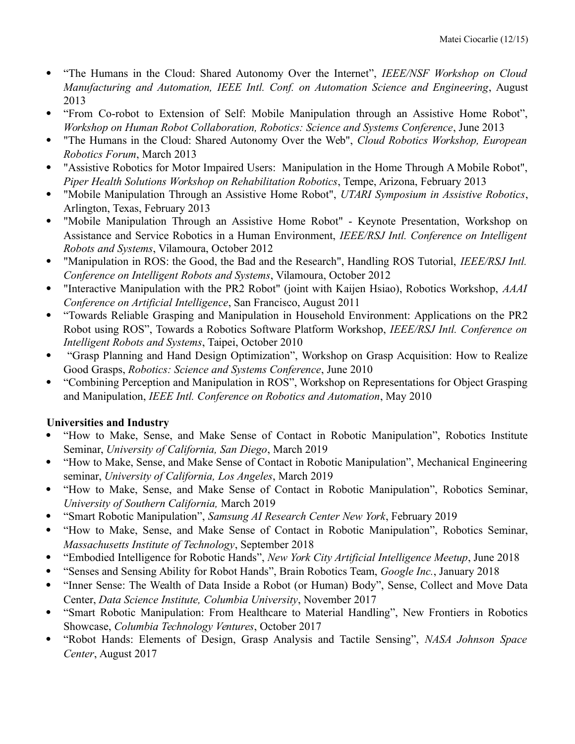- "The Humans in the Cloud: Shared Autonomy Over the Internet", *IEEE/NSF Workshop on Cloud Manufacturing and Automation, IEEE Intl. Conf. on Automation Science and Engineering*, August 2013
- "From Co-robot to Extension of Self: Mobile Manipulation through an Assistive Home Robot", *Workshop on Human Robot Collaboration, Robotics: Science and Systems Conference*, June 2013
- "The Humans in the Cloud: Shared Autonomy Over the Web", *Cloud Robotics Workshop, European Robotics Forum*, March 2013
- "Assistive Robotics for Motor Impaired Users: Manipulation in the Home Through A Mobile Robot", *Piper Health Solutions Workshop on Rehabilitation Robotics*, Tempe, Arizona, February 2013
- "Mobile Manipulation Through an Assistive Home Robot", *UTARI Symposium in Assistive Robotics*, Arlington, Texas, February 2013
- "Mobile Manipulation Through an Assistive Home Robot" - Keynote Presentation, Workshop on Assistance and Service Robotics in a Human Environment, *IEEE/RSJ Intl. Conference on Intelligent Robots and Systems*, Vilamoura, October 2012
- "Manipulation in ROS: the Good, the Bad and the Research", Handling ROS Tutorial, *IEEE/RSJ Intl. Conference on Intelligent Robots and Systems*, Vilamoura, October 2012
- "Interactive Manipulation with the PR2 Robot" (joint with Kaijen Hsiao), Robotics Workshop, *AAAI Conference on Artificial Intelligence*, San Francisco, August 2011
- "Towards Reliable Grasping and Manipulation in Household Environment: Applications on the PR2 Robot using ROS", Towards a Robotics Software Platform Workshop, *IEEE/RSJ Intl. Conference on Intelligent Robots and Systems*, Taipei, October 2010
- "Grasp Planning and Hand Design Optimization", Workshop on Grasp Acquisition: How to Realize Good Grasps, *Robotics: Science and Systems Conference*, June 2010
- "Combining Perception and Manipulation in ROS", Workshop on Representations for Object Grasping and Manipulation, *IEEE Intl. Conference on Robotics and Automation*, May 2010

**Universities and Industry**

- "How to Make, Sense, and Make Sense of Contact in Robotic Manipulation", Robotics Institute Seminar, *University of California, San Diego*, March 2019
- "How to Make, Sense, and Make Sense of Contact in Robotic Manipulation", Mechanical Engineering seminar, *University of California, Los Angeles*, March 2019
- "How to Make, Sense, and Make Sense of Contact in Robotic Manipulation", Robotics Seminar, *University of Southern California,* March 2019
- "Smart Robotic Manipulation", *Samsung AI Research Center New York*, February 2019
- "How to Make, Sense, and Make Sense of Contact in Robotic Manipulation", Robotics Seminar, *Massachusetts Institute of Technology*, September 2018
- "Embodied Intelligence for Robotic Hands", *New York City Artificial Intelligence Meetup*, June 2018
- "Senses and Sensing Ability for Robot Hands", Brain Robotics Team, *Google Inc.*, January 2018
- "Inner Sense: The Wealth of Data Inside a Robot (or Human) Body", Sense, Collect and Move Data Center, *Data Science Institute, Columbia University*, November 2017
- "Smart Robotic Manipulation: From Healthcare to Material Handling", New Frontiers in Robotics Showcase, *Columbia Technology Ventures*, October 2017
- "Robot Hands: Elements of Design, Grasp Analysis and Tactile Sensing", *NASA Johnson Space Center*, August 2017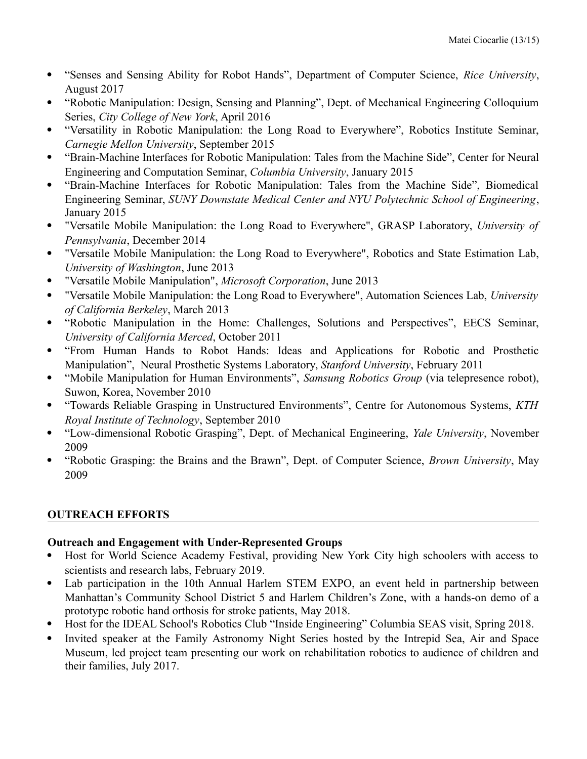- "Senses and Sensing Ability for Robot Hands", Department of Computer Science, *Rice University*, August 2017
- "Robotic Manipulation: Design, Sensing and Planning", Dept. of Mechanical Engineering Colloquium Series, *City College of New York*, April 2016
- "Versatility in Robotic Manipulation: the Long Road to Everywhere", Robotics Institute Seminar, *Carnegie Mellon University*, September 2015
- "Brain-Machine Interfaces for Robotic Manipulation: Tales from the Machine Side", Center for Neural Engineering and Computation Seminar, *Columbia University*, January 2015
- "Brain-Machine Interfaces for Robotic Manipulation: Tales from the Machine Side", Biomedical Engineering Seminar, *SUNY Downstate Medical Center and NYU Polytechnic School of Engineering*, January 2015
- "Versatile Mobile Manipulation: the Long Road to Everywhere", GRASP Laboratory, *University of Pennsylvania*, December 2014
- "Versatile Mobile Manipulation: the Long Road to Everywhere", Robotics and State Estimation Lab, *University of Washington*, June 2013
- "Versatile Mobile Manipulation", *Microsoft Corporation*, June 2013
- "Versatile Mobile Manipulation: the Long Road to Everywhere", Automation Sciences Lab, *University of California Berkeley*, March 2013
- "Robotic Manipulation in the Home: Challenges, Solutions and Perspectives", EECS Seminar, *University of California Merced*, October 2011
- "From Human Hands to Robot Hands: Ideas and Applications for Robotic and Prosthetic Manipulation", Neural Prosthetic Systems Laboratory, *Stanford University*, February 2011
- "Mobile Manipulation for Human Environments", *Samsung Robotics Group* (via telepresence robot), Suwon, Korea, November 2010
- "Towards Reliable Grasping in Unstructured Environments", Centre for Autonomous Systems, *KTH Royal Institute of Technology*, September 2010
- "Low-dimensional Robotic Grasping", Dept. of Mechanical Engineering, *Yale University*, November 2009
- "Robotic Grasping: the Brains and the Brawn", Dept. of Computer Science, *Brown University*, May 2009

## OUTREACH EFFORTS

### Outreach and Engagement with Under-Represented Groups

- Host for World Science Academy Festival, providing New York City high schoolers with access to scientists and research labs, February 2019.
- Lab participation in the 10th Annual Harlem STEM EXPO, an event held in partnership between Manhattan's Community School District 5 and Harlem Children's Zone, with a hands-on demo of a prototype robotic hand orthosis for stroke patients, May 2018.
- Host for the IDEAL School's Robotics Club "Inside Engineering" Columbia SEAS visit, Spring 2018.
- Invited speaker at the Family Astronomy Night Series hosted by the Intrepid Sea, Air and Space Museum, led project team presenting our work on rehabilitation robotics to audience of children and their families, July 2017.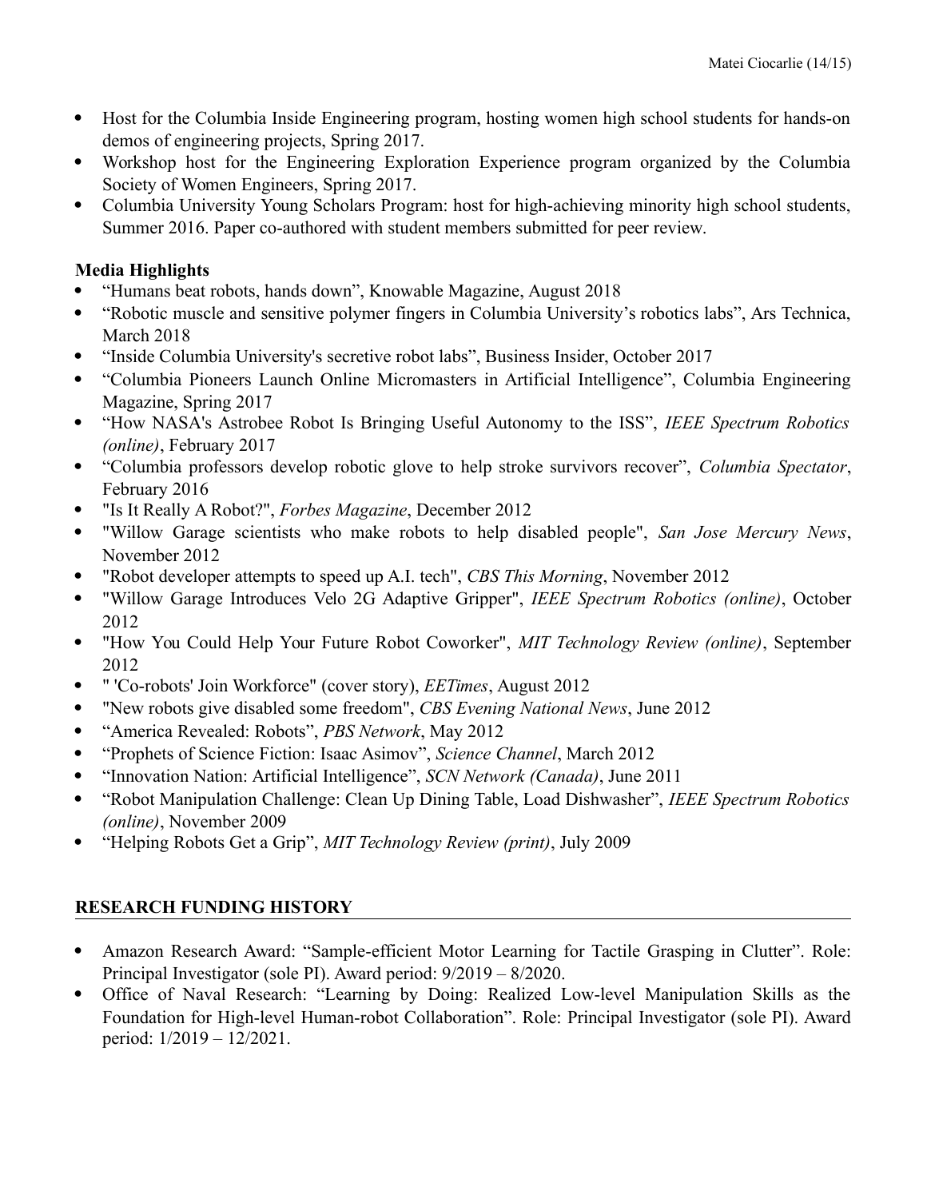- Host for the Columbia Inside Engineering program, hosting women high school students for hands-on demos of engineering projects, Spring 2017.
- Workshop host for the Engineering Exploration Experience program organized by the Columbia Society of Women Engineers, Spring 2017.
- Columbia University Young Scholars Program: host for high-achieving minority high school students, Summer 2016. Paper co-authored with student members submitted for peer review.

**Media Highlights**

- "Humans beat robots, hands down", Knowable Magazine, August 2018
- "Robotic muscle and sensitive polymer fingers in Columbia University's robotics labs", Ars Technica, March 2018
- "Inside Columbia University's secretive robot labs", Business Insider, October 2017
- "Columbia Pioneers Launch Online Micromasters in Artificial Intelligence", Columbia Engineering Magazine, Spring 2017
- "How NASA's Astrobee Robot Is Bringing Useful Autonomy to the ISS", *IEEE Spectrum Robotics (online)*, February 2017
- "Columbia professors develop robotic glove to help stroke survivors recover", *Columbia Spectator*, February 2016
- "Is It Really A Robot?", *Forbes Magazine*, December 2012
- "Willow Garage scientists who make robots to help disabled people", *San Jose Mercury News*, November 2012
- "Robot developer attempts to speed up A.I. tech", *CBS This Morning*, November 2012
- "Willow Garage Introduces Velo 2G Adaptive Gripper", *IEEE Spectrum Robotics (online)*, October 2012
- "How You Could Help Your Future Robot Coworker", *MIT Technology Review (online)*, September 2012
- " 'Co-robots' Join Workforce" (cover story), *EETimes*, August 2012
- "New robots give disabled some freedom", *CBS Evening National News*, June 2012
- "America Revealed: Robots", *PBS Network*, May 2012
- "Prophets of Science Fiction: Isaac Asimov", *Science Channel*, March 2012
- "Innovation Nation: Artificial Intelligence", *SCN Network (Canada)*, June 2011
- "Robot Manipulation Challenge: Clean Up Dining Table, Load Dishwasher", *IEEE Spectrum Robotics (online)*, November 2009
- "Helping Robots Get a Grip", *MIT Technology Review (print)*, July 2009

## RESEARCH FUNDING HISTORY

- Amazon Research Award: "Sample-efficient Motor Learning for Tactile Grasping in Clutter". Role: Principal Investigator (sole PI). Award period: 9/2019 – 8/2020.
- Office of Naval Research: "Learning by Doing: Realized Low-level Manipulation Skills as the Foundation for High-level Human-robot Collaboration". Role: Principal Investigator (sole PI). Award period: 1/2019 – 12/2021.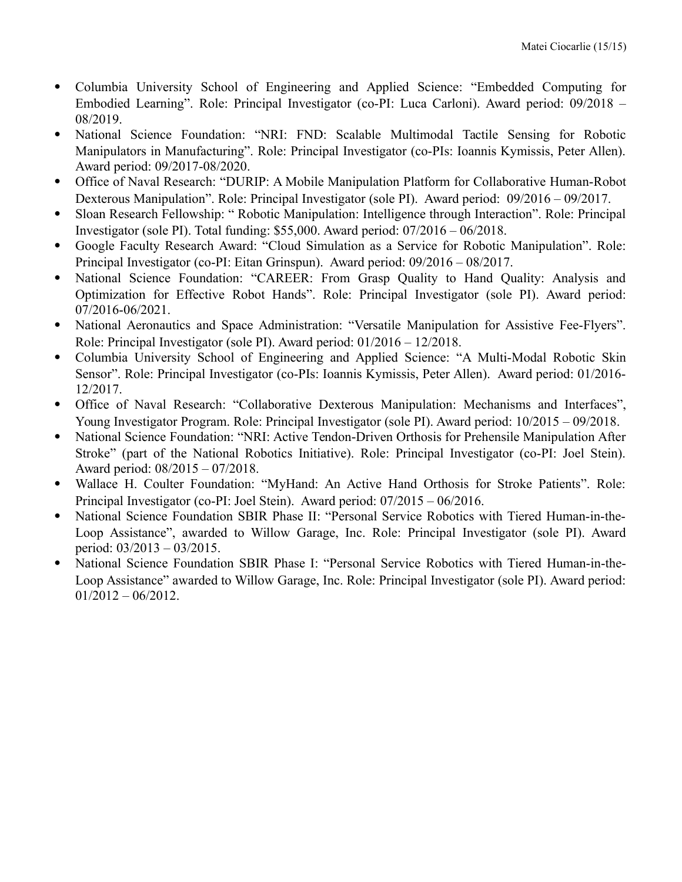- Columbia University School of Engineering and Applied Science: "Embedded Computing for Embodied Learning". Role: Principal Investigator (co-PI: Luca Carloni). Award period: 09/2018 – 08/2019.
- National Science Foundation: "NRI: FND: Scalable Multimodal Tactile Sensing for Robotic Manipulators in Manufacturing". Role: Principal Investigator (co-PIs: Ioannis Kymissis, Peter Allen). Award period: 09/2017-08/2020.
- Office of Naval Research: "DURIP: A Mobile Manipulation Platform for Collaborative Human-Robot Dexterous Manipulation". Role: Principal Investigator (sole PI). Award period: 09/2016 – 09/2017.
- Sloan Research Fellowship: " Robotic Manipulation: Intelligence through Interaction". Role: Principal Investigator (sole PI). Total funding: $55,000. Award period: 07/2016 – 06/2018.
- Google Faculty Research Award: "Cloud Simulation as a Service for Robotic Manipulation". Role: Principal Investigator (co-PI: Eitan Grinspun). Award period: 09/2016 – 08/2017.
- National Science Foundation: "CAREER: From Grasp Quality to Hand Quality: Analysis and Optimization for Effective Robot Hands". Role: Principal Investigator (sole PI). Award period: 07/2016-06/2021.
- National Aeronautics and Space Administration: "Versatile Manipulation for Assistive Fee-Flyers". Role: Principal Investigator (sole PI). Award period: 01/2016 – 12/2018.
- Columbia University School of Engineering and Applied Science: "A Multi-Modal Robotic Skin Sensor". Role: Principal Investigator (co-PIs: Ioannis Kymissis, Peter Allen). Award period: 01/2016-12/2017.
- Office of Naval Research: "Collaborative Dexterous Manipulation: Mechanisms and Interfaces", Young Investigator Program. Role: Principal Investigator (sole PI). Award period: 10/2015 – 09/2018.
- National Science Foundation: "NRI: Active Tendon-Driven Orthosis for Prehensile Manipulation After Stroke" (part of the National Robotics Initiative). Role: Principal Investigator (co-PI: Joel Stein). Award period: 08/2015 – 07/2018.
- Wallace H. Coulter Foundation: "MyHand: An Active Hand Orthosis for Stroke Patients". Role: Principal Investigator (co-PI: Joel Stein). Award period: 07/2015 – 06/2016.
- National Science Foundation SBIR Phase II: "Personal Service Robotics with Tiered Human-in-the-Loop Assistance", awarded to Willow Garage, Inc. Role: Principal Investigator (sole PI). Award period: 03/2013 – 03/2015.
- National Science Foundation SBIR Phase I: "Personal Service Robotics with Tiered Human-in-the-Loop Assistance" awarded to Willow Garage, Inc. Role: Principal Investigator (sole PI). Award period: 01/2012 – 06/2012.